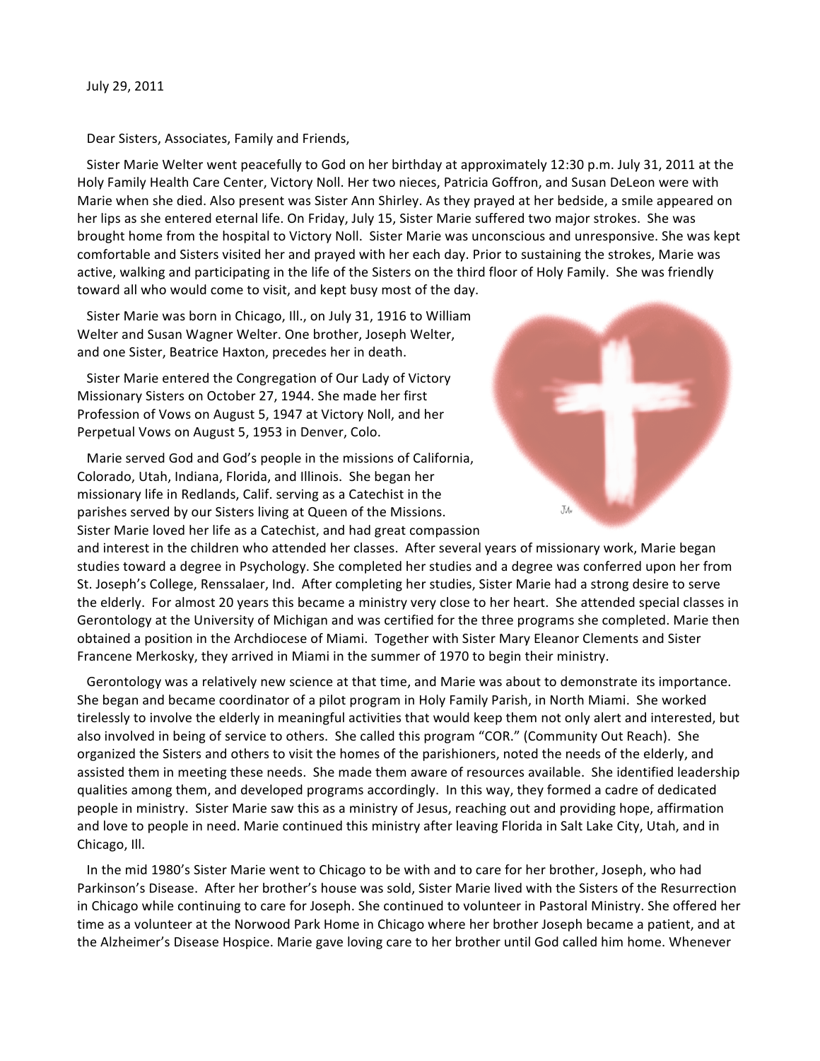July 29, 2011

Dear Sisters, Associates, Family and Friends,

Sister Marie Welter went peacefully to God on her birthday at approximately 12:30 p.m. July 31, 2011 at the Holy Family Health Care Center, Victory Noll. Her two nieces, Patricia Goffron, and Susan DeLeon were with Marie when she died. Also present was Sister Ann Shirley. As they prayed at her bedside, a smile appeared on her lips as she entered eternal life. On Friday, July 15, Sister Marie suffered two major strokes. She was brought home from the hospital to Victory Noll. Sister Marie was unconscious and unresponsive. She was kept comfortable and Sisters visited her and prayed with her each day. Prior to sustaining the strokes, Marie was active, walking and participating in the life of the Sisters on the third floor of Holy Family. She was friendly toward all who would come to visit, and kept busy most of the day.

Sister Marie was born in Chicago, Ill., on July 31, 1916 to William Welter and Susan Wagner Welter. One brother, Joseph Welter, and one Sister, Beatrice Haxton, precedes her in death.

Sister Marie entered the Congregation of Our Lady of Victory Missionary Sisters on October 27, 1944. She made her first Profession of Vows on August 5, 1947 at Victory Noll, and her Perpetual Vows on August 5, 1953 in Denver, Colo.

Marie served God and God's people in the missions of California, Colorado, Utah, Indiana, Florida, and Illinois. She began her missionary life in Redlands, Calif. serving as a Catechist in the parishes served by our Sisters living at Queen of the Missions. Sister Marie loved her life as a Catechist, and had great compassion and interest in the children who attended her classes. After several years of missionary work, Marie began studies toward a degree in Psychology. She completed her studies and a degree was conferred upon her from St. Joseph's College, Renssalaer, Ind. After completing her studies, Sister Marie had a strong desire to serve the elderly. For almost 20 years this became a ministry very close to her heart. She attended special classes in Gerontology at the University of Michigan and was certified for the three programs she completed. Marie then obtained a position in the Archdiocese of Miami. Together with Sister Mary Eleanor Clements and Sister Francene Merkosky, they arrived in Miami in the summer of 1970 to begin their ministry.

Gerontology was a relatively new science at that time, and Marie was about to demonstrate its importance. She began and became coordinator of a pilot program in Holy Family Parish, in North Miami. She worked tirelessly to involve the elderly in meaningful activities that would keep them not only alert and interested, but also involved in being of service to others. She called this program "COR." (Community Out Reach). She organized the Sisters and others to visit the homes of the parishioners, noted the needs of the elderly, and assisted them in meeting these needs. She made them aware of resources available. She identified leadership qualities among them, and developed programs accordingly. In this way, they formed a cadre of dedicated people in ministry. Sister Marie saw this as a ministry of Jesus, reaching out and providing hope, affirmation and love to people in need. Marie continued this ministry after leaving Florida in Salt Lake City, Utah, and in Chicago, Ill.

In the mid 1980's Sister Marie went to Chicago to be with and to care for her brother, Joseph, who had Parkinson's Disease. After her brother's house was sold, Sister Marie lived with the Sisters of the Resurrection in Chicago while continuing to care for Joseph. She continued to volunteer in Pastoral Ministry. She offered her time as a volunteer at the Norwood Park Home in Chicago where her brother Joseph became a patient, and at the Alzheimer's Disease Hospice. Marie gave loving care to her brother until God called him home. Whenever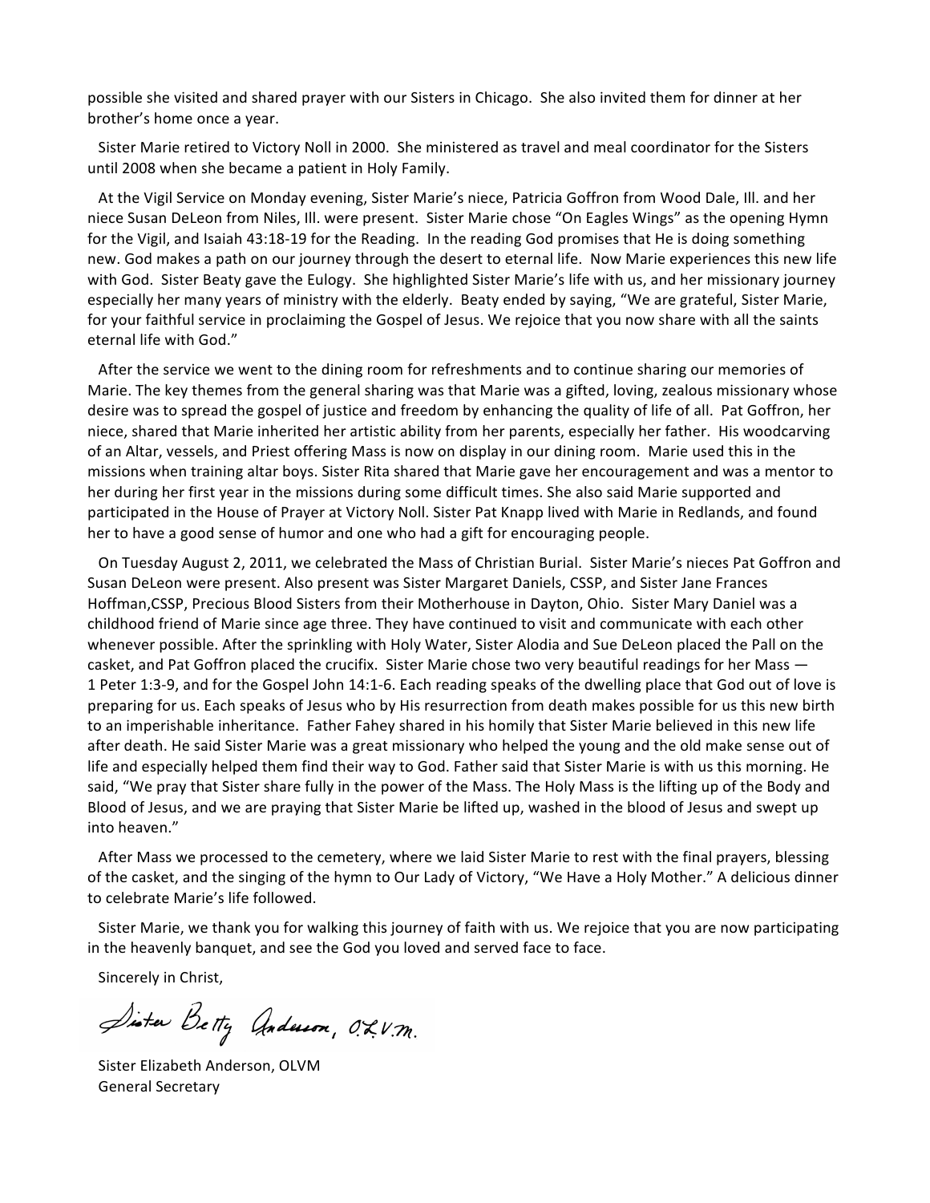possible she visited and shared prayer with our Sisters in Chicago. She also invited them for dinner at her brother's home once a year.

Sister Marie retired to Victory Noll in 2000. She ministered as travel and meal coordinator for the Sisters until 2008 when she became a patient in Holy Family.

At the Vigil Service on Monday evening, Sister Marie's niece, Patricia Goffron from Wood Dale, Ill. and her niece Susan DeLeon from Niles, Ill. were present. Sister Marie chose "On Eagles Wings" as the opening Hymn for the Vigil, and Isaiah 43:18-19 for the Reading. In the reading God promises that He is doing something new. God makes a path on our journey through the desert to eternal life. Now Marie experiences this new life with God. Sister Beaty gave the Eulogy. She highlighted Sister Marie's life with us, and her missionary journey especially her many years of ministry with the elderly. Beaty ended by saying, "We are grateful, Sister Marie, for your faithful service in proclaiming the Gospel of Jesus. We rejoice that you now share with all the saints eternal life with God."

After the service we went to the dining room for refreshments and to continue sharing our memories of Marie. The key themes from the general sharing was that Marie was a gifted, loving, zealous missionary whose desire was to spread the gospel of justice and freedom by enhancing the quality of life of all. Pat Goffron, her niece, shared that Marie inherited her artistic ability from her parents, especially her father. His woodcarving of an Altar, vessels, and Priest offering Mass is now on display in our dining room. Marie used this in the missions when training altar boys. Sister Rita shared that Marie gave her encouragement and was a mentor to her during her first year in the missions during some difficult times. She also said Marie supported and participated in the House of Prayer at Victory Noll. Sister Pat Knapp lived with Marie in Redlands, and found her to have a good sense of humor and one who had a gift for encouraging people.

On Tuesday August 2, 2011, we celebrated the Mass of Christian Burial. Sister Marie's nieces Pat Goffron and Susan DeLeon were present. Also present was Sister Margaret Daniels, CSSP, and Sister Jane Frances Hoffman,CSSP, Precious Blood Sisters from their Motherhouse in Dayton, Ohio. Sister Mary Daniel was a childhood friend of Marie since age three. They have continued to visit and communicate with each other whenever possible. After the sprinkling with Holy Water, Sister Alodia and Sue DeLeon placed the Pall on the casket, and Pat Goffron placed the crucifix. Sister Marie chose two very beautiful readings for her Mass — 1 Peter 1:3-9, and for the Gospel John 14:1-6. Each reading speaks of the dwelling place that God out of love is preparing for us. Each speaks of Jesus who by His resurrection from death makes possible for us this new birth to an imperishable inheritance. Father Fahey shared in his homily that Sister Marie believed in this new life after death. He said Sister Marie was a great missionary who helped the young and the old make sense out of life and especially helped them find their way to God. Father said that Sister Marie is with us this morning. He said, "We pray that Sister share fully in the power of the Mass. The Holy Mass is the lifting up of the Body and Blood of Jesus, and we are praying that Sister Marie be lifted up, washed in the blood of Jesus and swept up into heaven."

After Mass we processed to the cemetery, where we laid Sister Marie to rest with the final prayers, blessing of the casket, and the singing of the hymn to Our Lady of Victory, "We Have a Holy Mother." A delicious dinner to celebrate Marie's life followed.

Sister Marie, we thank you for walking this journey of faith with us. We rejoice that you are now participating in the heavenly banquet, and see the God you loved and served face to face.

Sincerely in Christ,

Sister Betty Anderson, O.L.V.M.

Sister Elizabeth Anderson, OLVM
General Secretary